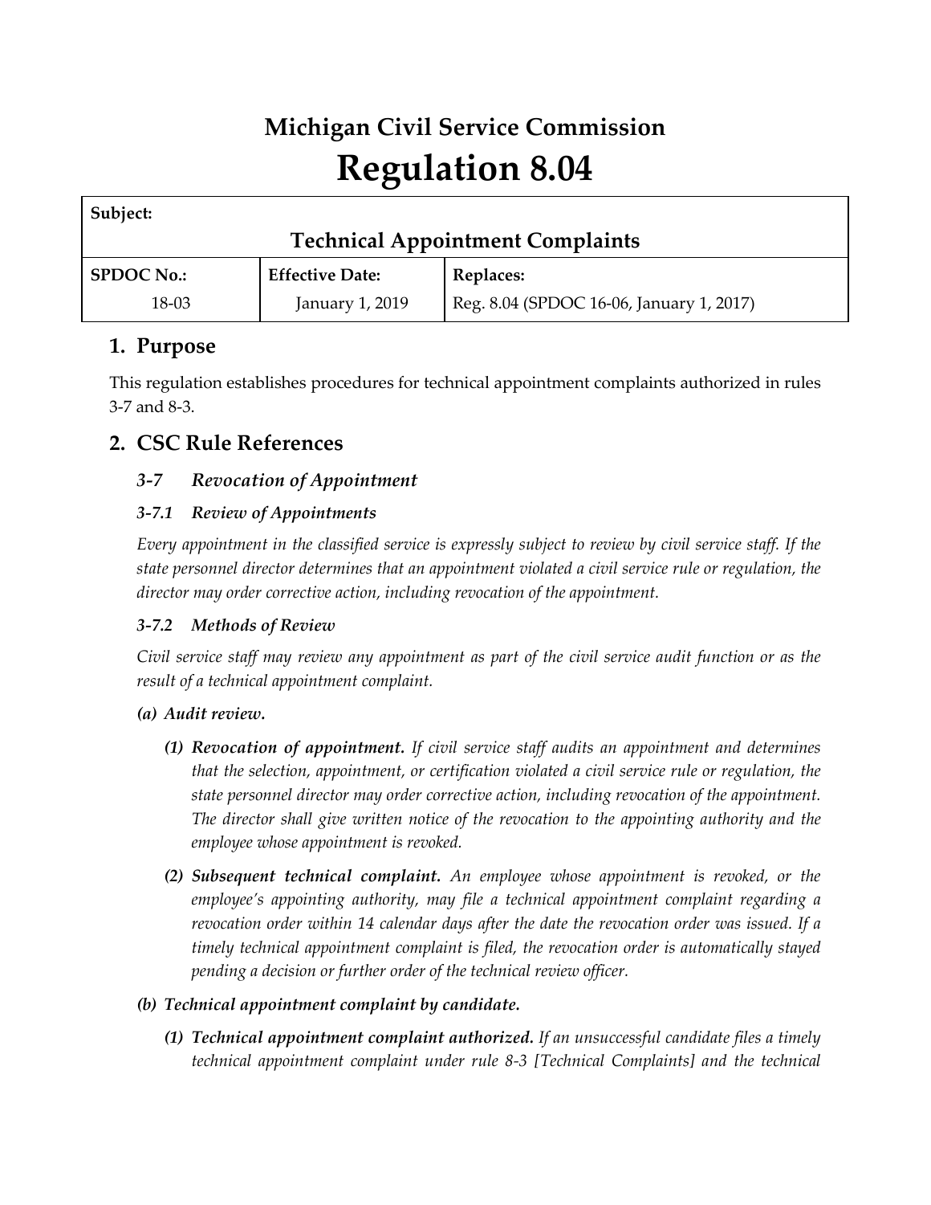# Michigan Civil Service Commission

# Regulation 8.04

| Subject: | | |
|---|---|---|
| **Technical Appointment Complaints** | | |
| **SPDOC No.:** | **Effective Date:** | **Replaces:** |
| 18-03 | January 1, 2019 | Reg. 8.04 (SPDOC 16-06, January 1, 2017) |

## 1. Purpose

This regulation establishes procedures for technical appointment complaints authorized in rules 3-7 and 8-3.

## 2. CSC Rule References

### *3-7 Revocation of Appointment*

#### *3-7.1 Review of Appointments*

*Every appointment in the classified service is expressly subject to review by civil service staff. If the state personnel director determines that an appointment violated a civil service rule or regulation, the director may order corrective action, including revocation of the appointment.*

#### *3-7.2 Methods of Review*

*Civil service staff may review any appointment as part of the civil service audit function or as the result of a technical appointment complaint.*

***(a) Audit review.***

***(1) Revocation of appointment.*** *If civil service staff audits an appointment and determines that the selection, appointment, or certification violated a civil service rule or regulation, the state personnel director may order corrective action, including revocation of the appointment. The director shall give written notice of the revocation to the appointing authority and the employee whose appointment is revoked.*

***(2) Subsequent technical complaint.*** *An employee whose appointment is revoked, or the employee's appointing authority, may file a technical appointment complaint regarding a revocation order within 14 calendar days after the date the revocation order was issued. If a timely technical appointment complaint is filed, the revocation order is automatically stayed pending a decision or further order of the technical review officer.*

***(b) Technical appointment complaint by candidate.***

***(1) Technical appointment complaint authorized.*** *If an unsuccessful candidate files a timely technical appointment complaint under rule 8-3 [Technical Complaints] and the technical*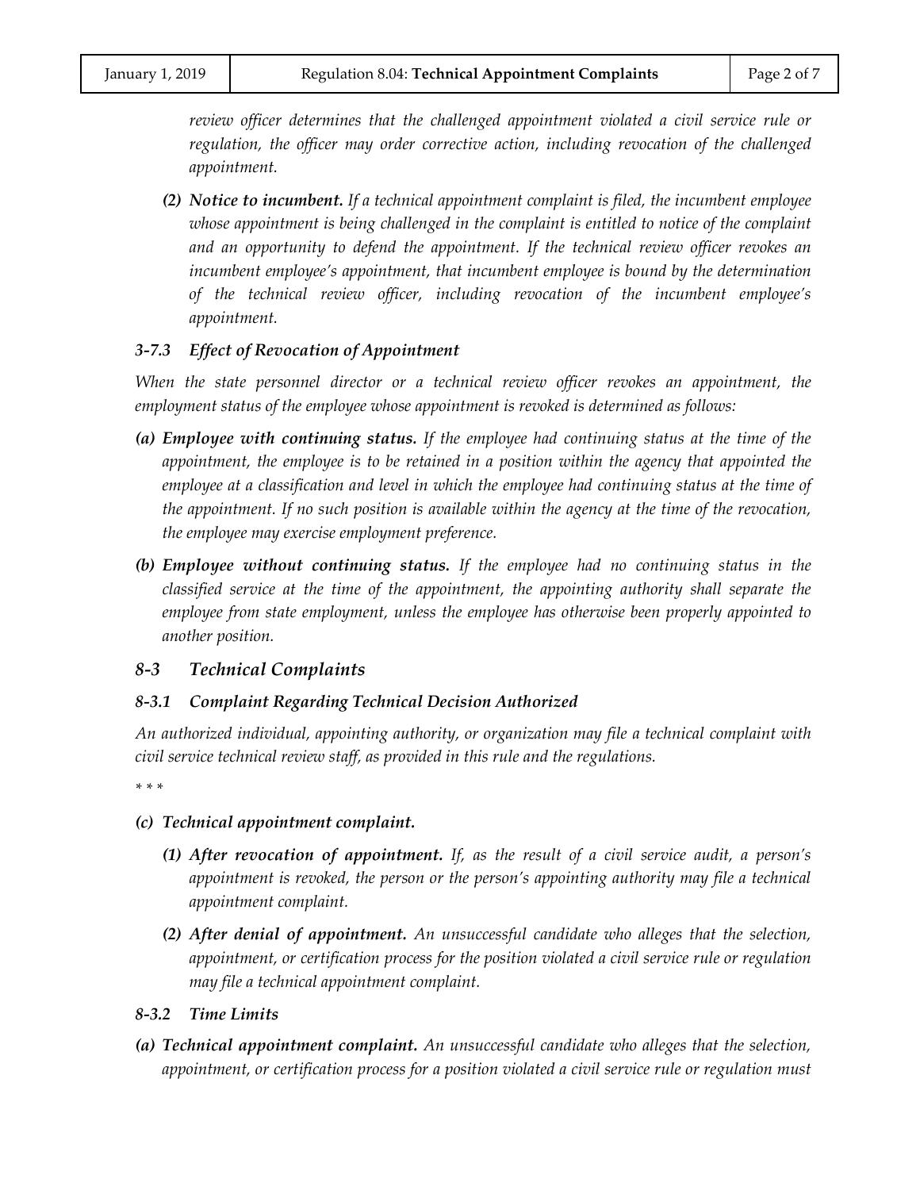*review officer determines that the challenged appointment violated a civil service rule or regulation, the officer may order corrective action, including revocation of the challenged appointment.*

*(2)* ***Notice to incumbent.*** *If a technical appointment complaint is filed, the incumbent employee whose appointment is being challenged in the complaint is entitled to notice of the complaint and an opportunity to defend the appointment. If the technical review officer revokes an incumbent employee's appointment, that incumbent employee is bound by the determination of the technical review officer, including revocation of the incumbent employee's appointment.*

### *3-7.3 Effect of Revocation of Appointment*

*When the state personnel director or a technical review officer revokes an appointment, the employment status of the employee whose appointment is revoked is determined as follows:*

*(a)* ***Employee with continuing status.*** *If the employee had continuing status at the time of the appointment, the employee is to be retained in a position within the agency that appointed the employee at a classification and level in which the employee had continuing status at the time of the appointment. If no such position is available within the agency at the time of the revocation, the employee may exercise employment preference.*

*(b)* ***Employee without continuing status.*** *If the employee had no continuing status in the classified service at the time of the appointment, the appointing authority shall separate the employee from state employment, unless the employee has otherwise been properly appointed to another position.*

## *8-3 Technical Complaints*

### *8-3.1 Complaint Regarding Technical Decision Authorized*

*An authorized individual, appointing authority, or organization may file a technical complaint with civil service technical review staff, as provided in this rule and the regulations.*

*\* \* \**

*(c)* ***Technical appointment complaint.***

*(1)* ***After revocation of appointment.*** *If, as the result of a civil service audit, a person's appointment is revoked, the person or the person's appointing authority may file a technical appointment complaint.*

*(2)* ***After denial of appointment.*** *An unsuccessful candidate who alleges that the selection, appointment, or certification process for the position violated a civil service rule or regulation may file a technical appointment complaint.*

### *8-3.2 Time Limits*

*(a)* ***Technical appointment complaint.*** *An unsuccessful candidate who alleges that the selection, appointment, or certification process for a position violated a civil service rule or regulation must*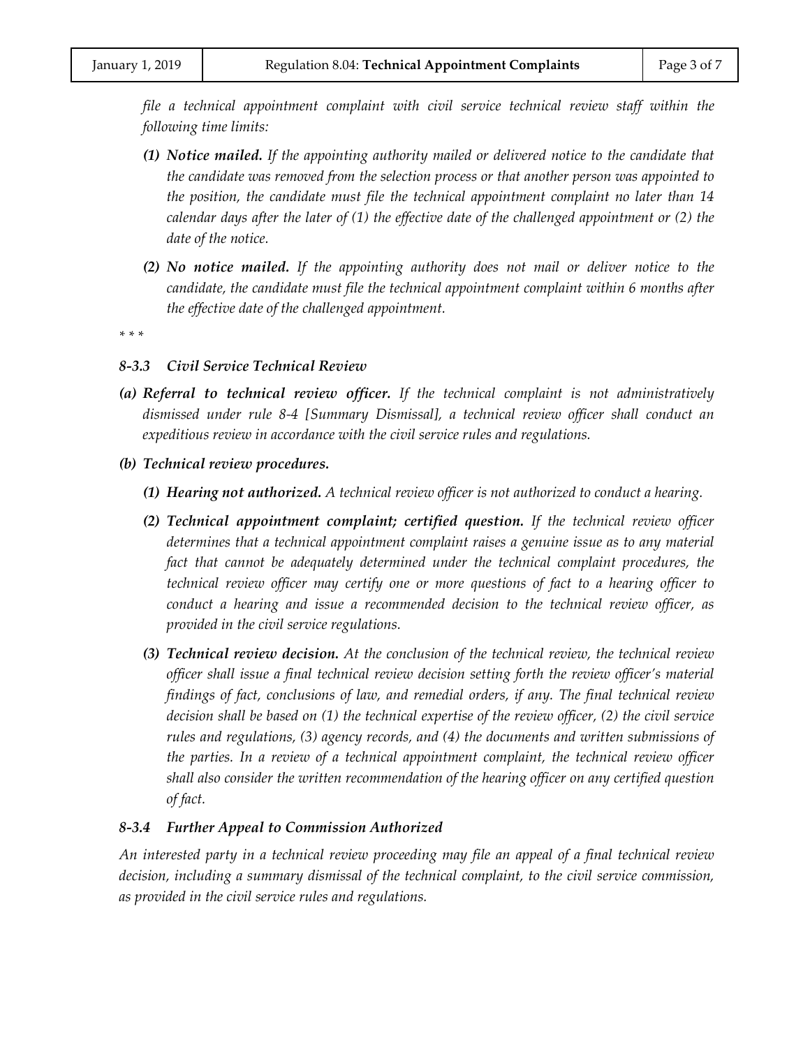*file a technical appointment complaint with civil service technical review staff within the following time limits:*

*(1) **Notice mailed.** If the appointing authority mailed or delivered notice to the candidate that the candidate was removed from the selection process or that another person was appointed to the position, the candidate must file the technical appointment complaint no later than 14 calendar days after the later of (1) the effective date of the challenged appointment or (2) the date of the notice.*

*(2) **No notice mailed.** If the appointing authority does not mail or deliver notice to the candidate, the candidate must file the technical appointment complaint within 6 months after the effective date of the challenged appointment.*

*\* \* \**

### *8-3.3 Civil Service Technical Review*

*(a) **Referral to technical review officer.** If the technical complaint is not administratively dismissed under rule 8-4 [Summary Dismissal], a technical review officer shall conduct an expeditious review in accordance with the civil service rules and regulations.*

*(b) **Technical review procedures.***

*(1) **Hearing not authorized.** A technical review officer is not authorized to conduct a hearing.*

*(2) **Technical appointment complaint; certified question.** If the technical review officer determines that a technical appointment complaint raises a genuine issue as to any material fact that cannot be adequately determined under the technical complaint procedures, the technical review officer may certify one or more questions of fact to a hearing officer to conduct a hearing and issue a recommended decision to the technical review officer, as provided in the civil service regulations.*

*(3) **Technical review decision.** At the conclusion of the technical review, the technical review officer shall issue a final technical review decision setting forth the review officer's material findings of fact, conclusions of law, and remedial orders, if any. The final technical review decision shall be based on (1) the technical expertise of the review officer, (2) the civil service rules and regulations, (3) agency records, and (4) the documents and written submissions of the parties. In a review of a technical appointment complaint, the technical review officer shall also consider the written recommendation of the hearing officer on any certified question of fact.*

### *8-3.4 Further Appeal to Commission Authorized*

*An interested party in a technical review proceeding may file an appeal of a final technical review decision, including a summary dismissal of the technical complaint, to the civil service commission, as provided in the civil service rules and regulations.*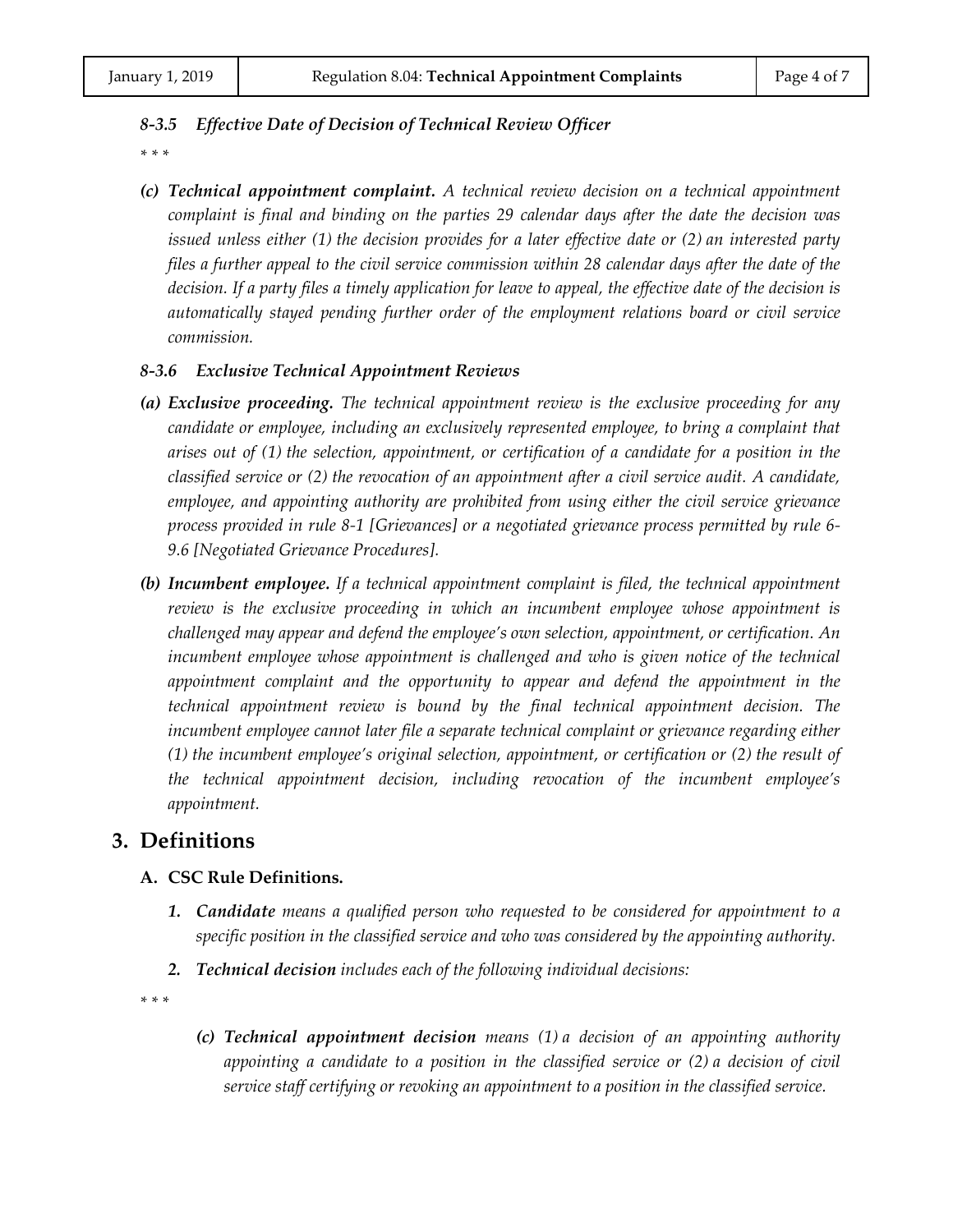#### *8-3.5 Effective Date of Decision of Technical Review Officer*

*\* \* \**

*(c)* ***Technical appointment complaint.*** *A technical review decision on a technical appointment complaint is final and binding on the parties 29 calendar days after the date the decision was issued unless either (1) the decision provides for a later effective date or (2) an interested party files a further appeal to the civil service commission within 28 calendar days after the date of the decision. If a party files a timely application for leave to appeal, the effective date of the decision is automatically stayed pending further order of the employment relations board or civil service commission.*

#### *8-3.6 Exclusive Technical Appointment Reviews*

*(a)* ***Exclusive proceeding.*** *The technical appointment review is the exclusive proceeding for any candidate or employee, including an exclusively represented employee, to bring a complaint that arises out of (1) the selection, appointment, or certification of a candidate for a position in the classified service or (2) the revocation of an appointment after a civil service audit. A candidate, employee, and appointing authority are prohibited from using either the civil service grievance process provided in rule 8-1 [Grievances] or a negotiated grievance process permitted by rule 6-9.6 [Negotiated Grievance Procedures].*

*(b)* ***Incumbent employee.*** *If a technical appointment complaint is filed, the technical appointment review is the exclusive proceeding in which an incumbent employee whose appointment is challenged may appear and defend the employee's own selection, appointment, or certification. An incumbent employee whose appointment is challenged and who is given notice of the technical appointment complaint and the opportunity to appear and defend the appointment in the technical appointment review is bound by the final technical appointment decision. The incumbent employee cannot later file a separate technical complaint or grievance regarding either (1) the incumbent employee's original selection, appointment, or certification or (2) the result of the technical appointment decision, including revocation of the incumbent employee's appointment.*

## 3. Definitions

### A. CSC Rule Definitions.

1. ***Candidate*** *means a qualified person who requested to be considered for appointment to a specific position in the classified service and who was considered by the appointing authority.*

2. ***Technical decision*** *includes each of the following individual decisions:*

*\* \* \**

   *(c)* ***Technical appointment decision*** *means (1) a decision of an appointing authority appointing a candidate to a position in the classified service or (2) a decision of civil service staff certifying or revoking an appointment to a position in the classified service.*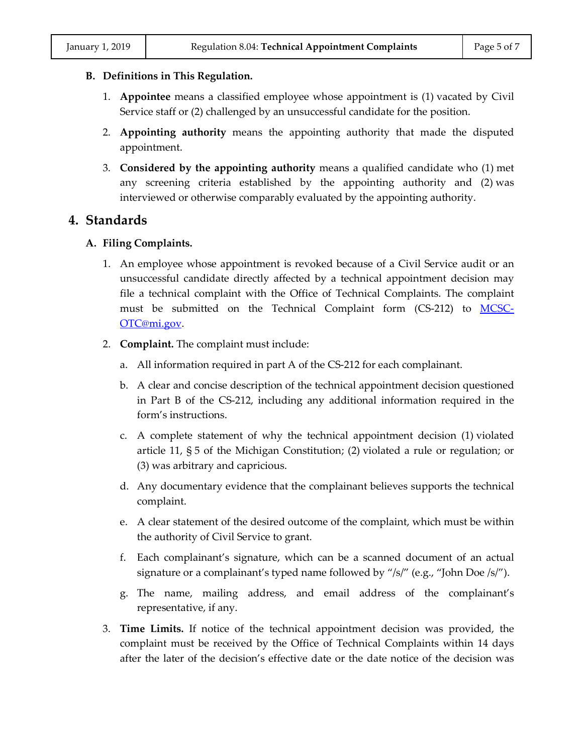### B. Definitions in This Regulation.

1. **Appointee** means a classified employee whose appointment is (1) vacated by Civil Service staff or (2) challenged by an unsuccessful candidate for the position.

2. **Appointing authority** means the appointing authority that made the disputed appointment.

3. **Considered by the appointing authority** means a qualified candidate who (1) met any screening criteria established by the appointing authority and (2) was interviewed or otherwise comparably evaluated by the appointing authority.

## 4. Standards

### A. Filing Complaints.

1. An employee whose appointment is revoked because of a Civil Service audit or an unsuccessful candidate directly affected by a technical appointment decision may file a technical complaint with the Office of Technical Complaints. The complaint must be submitted on the Technical Complaint form (CS-212) to [MCSC-OTC@mi.gov](mailto:MCSC-OTC@mi.gov).

2. **Complaint.** The complaint must include:

   a. All information required in part A of the CS-212 for each complainant.

   b. A clear and concise description of the technical appointment decision questioned in Part B of the CS-212, including any additional information required in the form's instructions.

   c. A complete statement of why the technical appointment decision (1) violated article 11, § 5 of the Michigan Constitution; (2) violated a rule or regulation; or (3) was arbitrary and capricious.

   d. Any documentary evidence that the complainant believes supports the technical complaint.

   e. A clear statement of the desired outcome of the complaint, which must be within the authority of Civil Service to grant.

   f. Each complainant's signature, which can be a scanned document of an actual signature or a complainant's typed name followed by "/s/" (e.g., "John Doe /s/").

   g. The name, mailing address, and email address of the complainant's representative, if any.

3. **Time Limits.** If notice of the technical appointment decision was provided, the complaint must be received by the Office of Technical Complaints within 14 days after the later of the decision's effective date or the date notice of the decision was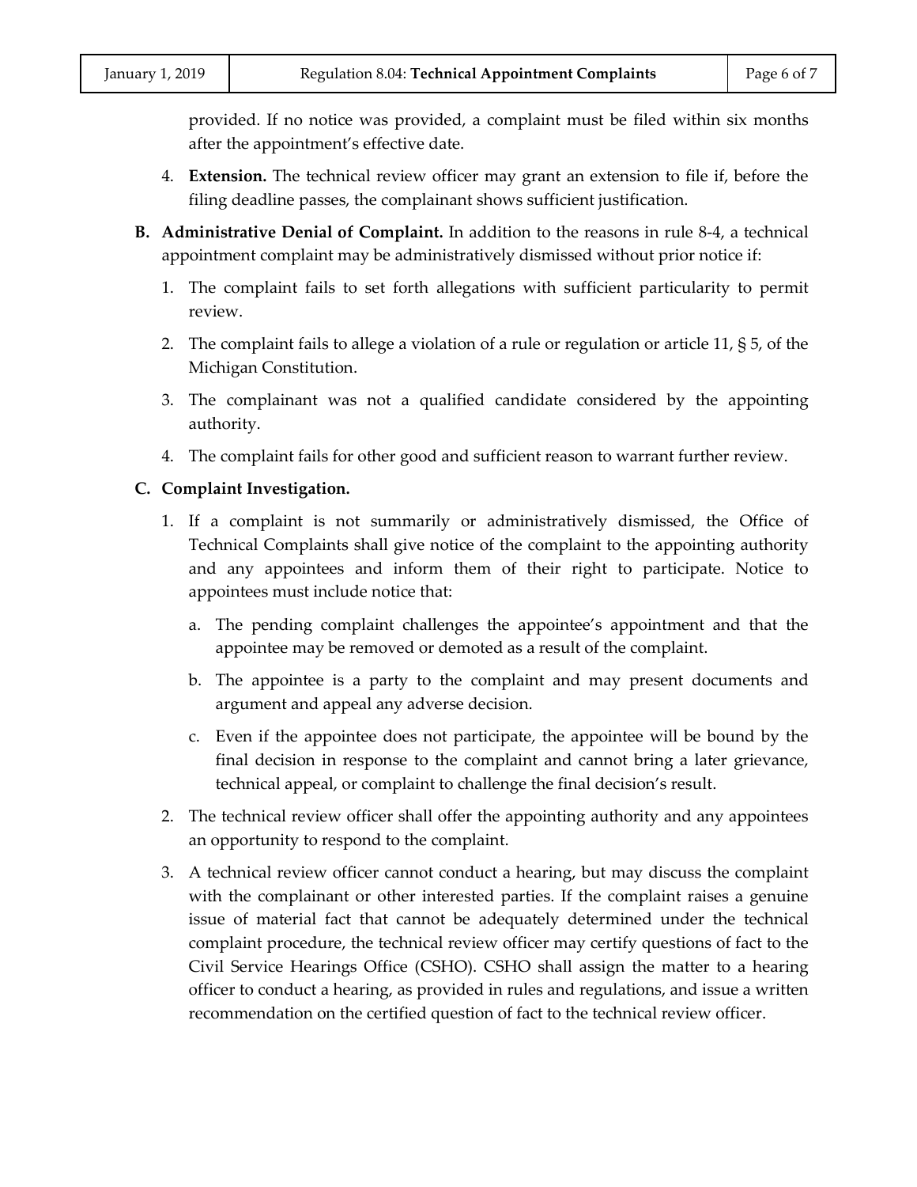provided. If no notice was provided, a complaint must be filed within six months after the appointment's effective date.

4. **Extension.** The technical review officer may grant an extension to file if, before the filing deadline passes, the complainant shows sufficient justification.

**B. Administrative Denial of Complaint.** In addition to the reasons in rule 8-4, a technical appointment complaint may be administratively dismissed without prior notice if:

1. The complaint fails to set forth allegations with sufficient particularity to permit review.
2. The complaint fails to allege a violation of a rule or regulation or article 11, § 5, of the Michigan Constitution.
3. The complainant was not a qualified candidate considered by the appointing authority.
4. The complaint fails for other good and sufficient reason to warrant further review.

**C. Complaint Investigation.**

1. If a complaint is not summarily or administratively dismissed, the Office of Technical Complaints shall give notice of the complaint to the appointing authority and any appointees and inform them of their right to participate. Notice to appointees must include notice that:
   a. The pending complaint challenges the appointee's appointment and that the appointee may be removed or demoted as a result of the complaint.
   b. The appointee is a party to the complaint and may present documents and argument and appeal any adverse decision.
   c. Even if the appointee does not participate, the appointee will be bound by the final decision in response to the complaint and cannot bring a later grievance, technical appeal, or complaint to challenge the final decision's result.
2. The technical review officer shall offer the appointing authority and any appointees an opportunity to respond to the complaint.
3. A technical review officer cannot conduct a hearing, but may discuss the complaint with the complainant or other interested parties. If the complaint raises a genuine issue of material fact that cannot be adequately determined under the technical complaint procedure, the technical review officer may certify questions of fact to the Civil Service Hearings Office (CSHO). CSHO shall assign the matter to a hearing officer to conduct a hearing, as provided in rules and regulations, and issue a written recommendation on the certified question of fact to the technical review officer.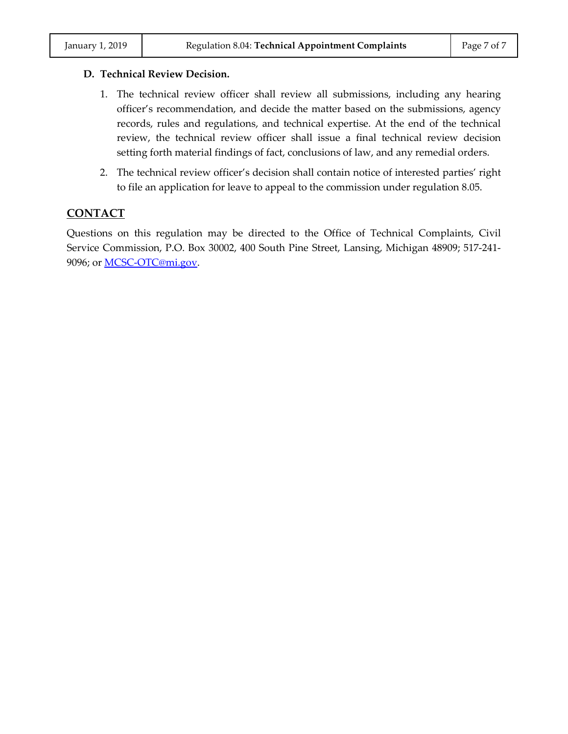### D. Technical Review Decision.

1. The technical review officer shall review all submissions, including any hearing officer's recommendation, and decide the matter based on the submissions, agency records, rules and regulations, and technical expertise. At the end of the technical review, the technical review officer shall issue a final technical review decision setting forth material findings of fact, conclusions of law, and any remedial orders.

2. The technical review officer's decision shall contain notice of interested parties' right to file an application for leave to appeal to the commission under regulation 8.05.

## CONTACT

Questions on this regulation may be directed to the Office of Technical Complaints, Civil Service Commission, P.O. Box 30002, 400 South Pine Street, Lansing, Michigan 48909; 517-241-9096; or MCSC-OTC@mi.gov.